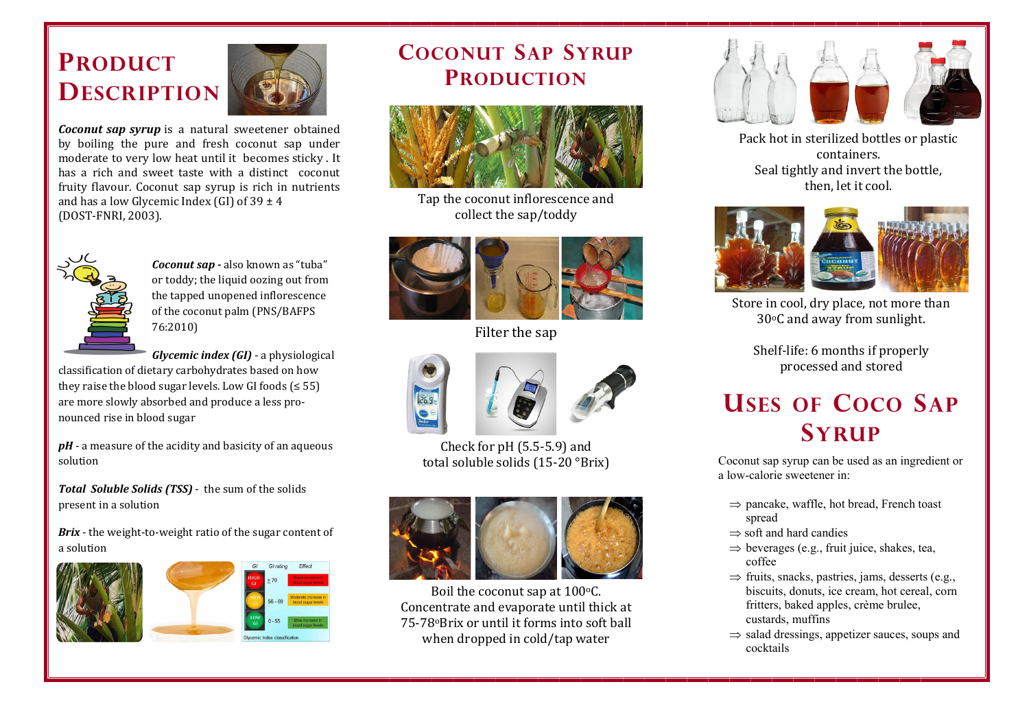# Product Description

***Coconut sap syrup*** is a natural sweetener obtained by boiling the pure and fresh coconut sap under moderate to very low heat until it becomes sticky . It has a rich and sweet taste with a distinct coconut fruity flavour. Coconut sap syrup is rich in nutrients and has a low Glycemic Index (GI) of 39 ± 4 (DOST-FNRI, 2003).

***Coconut sap -*** also known as "tuba" or toddy; the liquid oozing out from the tapped unopened inflorescence of the coconut palm (PNS/BAFPS 76:2010)

***Glycemic index (GI)*** - a physiological classification of dietary carbohydrates based on how they raise the blood sugar levels. Low GI foods (≤ 55) are more slowly absorbed and produce a less pronounced rise in blood sugar

***pH*** - a measure of the acidity and basicity of an aqueous solution

***Total Soluble Solids (TSS)*** - the sum of the solids present in a solution

***Brix*** - the weight-to-weight ratio of the sugar content of a solution

| GI | GI rating | Effect |
|---|---|---|
| HIGH GI | ≥ 70 | Rapid increase in blood sugar levels |
| MED GI | 56 - 69 | Moderate increase in blood sugar levels |
| LOW GI | 0 - 55 | Slow increase in blood sugar levels |

Glycemic Index classification

# Coconut Sap Syrup Production

Tap the coconut inflorescence and collect the sap/toddy

Filter the sap

Check for pH (5.5-5.9) and total soluble solids (15-20 °Brix)

Boil the coconut sap at 100°C. Concentrate and evaporate until thick at 75-78°Brix or until it forms into soft ball when dropped in cold/tap water

Pack hot in sterilized bottles or plastic containers.
Seal tightly and invert the bottle, then, let it cool.

Store in cool, dry place, not more than 30°C and away from sunlight.

Shelf-life: 6 months if properly processed and stored

# Uses of Coco Sap Syrup

Coconut sap syrup can be used as an ingredient or a low-calorie sweetener in:

- ⇒ pancake, waffle, hot bread, French toast spread
- ⇒ soft and hard candies
- ⇒ beverages (e.g., fruit juice, shakes, tea, coffee
- ⇒ fruits, snacks, pastries, jams, desserts (e.g., biscuits, donuts, ice cream, hot cereal, corn fritters, baked apples, crème brulee, custards, muffins
- ⇒ salad dressings, appetizer sauces, soups and cocktails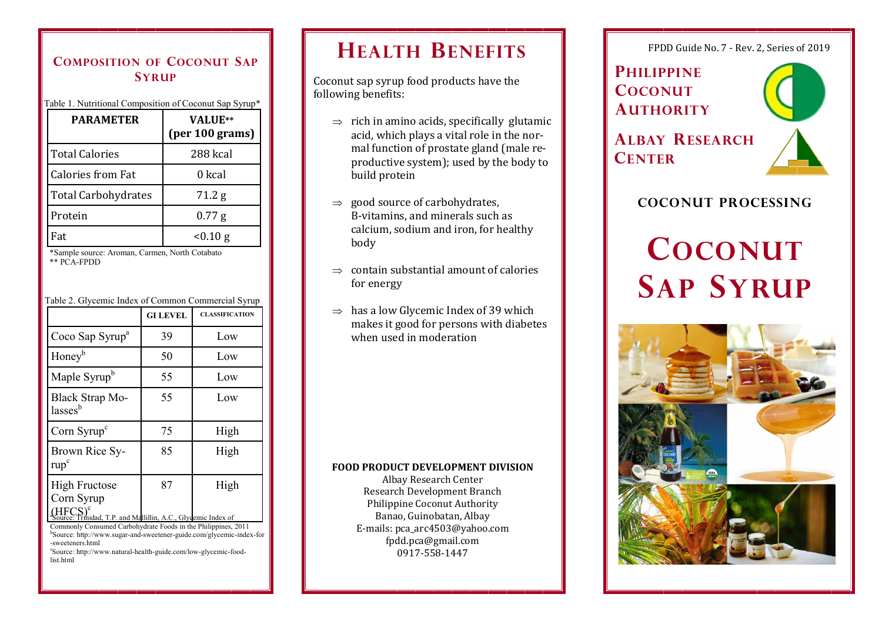## Composition of Coconut Sap Syrup

Table 1. Nutritional Composition of Coconut Sap Syrup*

| PARAMETER | VALUE** (per 100 grams) |
|---|---|
| Total Calories | 288 kcal |
| Calories from Fat | 0 kcal |
| Total Carbohydrates | 71.2 g |
| Protein | 0.77 g |
| Fat | <0.10 g |

*Sample source: Aroman, Carmen, North Cotabato
** PCA-FPDD

Table 2. Glycemic Index of Common Commercial Syrup

| | GI LEVEL | CLASSIFICATION |
|---|---|---|
| Coco Sap Syrup[a] | 39 | Low |
| Honey[b] | 50 | Low |
| Maple Syrup[b] | 55 | Low |
| Black Strap Molasses[b] | 55 | Low |
| Corn Syrup[c] | 75 | High |
| Brown Rice Syrup[c] | 85 | High |
| High Fructose Corn Syrup (HFCS)[c] | 87 | High |

[a]Source: Trinidad, T.P. and Mallillin, A.C., Glycemic Index of Commonly Consumed Carbohydrate Foods in the Philippines, 2011
[b]Source: http://www.sugar-and-sweetener-guide.com/glycemic-index-for-sweeteners.html
[c]Source: http://www.natural-health-guide.com/low-glycemic-food-list.html

## Health Benefits

Coconut sap syrup food products have the following benefits:

- ⇒ rich in amino acids, specifically glutamic acid, which plays a vital role in the normal function of prostate gland (male reproductive system); used by the body to build protein
- ⇒ good source of carbohydrates, B-vitamins, and minerals such as calcium, sodium and iron, for healthy body
- ⇒ contain substantial amount of calories for energy
- ⇒ has a low Glycemic Index of 39 which makes it good for persons with diabetes when used in moderation

**FOOD PRODUCT DEVELOPMENT DIVISION**
Albay Research Center
Research Development Branch
Philippine Coconut Authority
Banao, Guinobatan, Albay
E-mails: pca_arc4503@yahoo.com
fpdd.pca@gmail.com
0917-558-1447

FPDD Guide No. 7 - Rev. 2, Series of 2019

**Philippine Coconut Authority**

**Albay Research Center**

**COCONUT PROCESSING**

# Coconut Sap Syrup